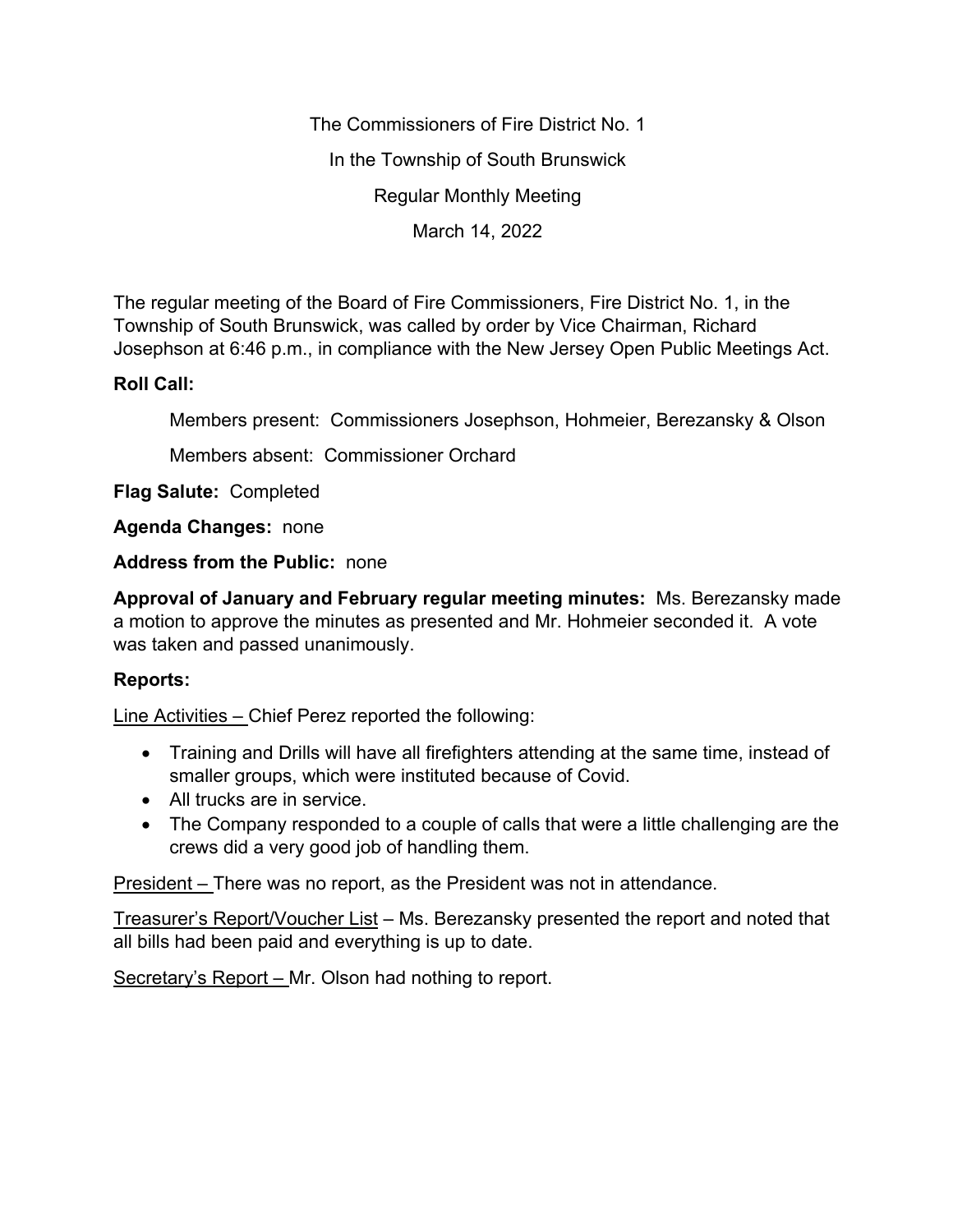The Commissioners of Fire District No. 1

In the Township of South Brunswick

Regular Monthly Meeting

March 14, 2022

The regular meeting of the Board of Fire Commissioners, Fire District No. 1, in the Township of South Brunswick, was called by order by Vice Chairman, Richard Josephson at 6:46 p.m., in compliance with the New Jersey Open Public Meetings Act.

**Roll Call:**

Members present: Commissioners Josephson, Hohmeier, Berezansky & Olson

Members absent: Commissioner Orchard

**Flag Salute:** Completed

**Agenda Changes:** none

**Address from the Public:** none

**Approval of January and February regular meeting minutes:** Ms. Berezansky made a motion to approve the minutes as presented and Mr. Hohmeier seconded it. A vote was taken and passed unanimously.

**Reports:**

<u>Line Activities –</u> Chief Perez reported the following:

- Training and Drills will have all firefighters attending at the same time, instead of smaller groups, which were instituted because of Covid.
- All trucks are in service.
- The Company responded to a couple of calls that were a little challenging are the crews did a very good job of handling them.

<u>President –</u> There was no report, as the President was not in attendance.

<u>Treasurer's Report/Voucher List</u> – Ms. Berezansky presented the report and noted that all bills had been paid and everything is up to date.

<u>Secretary's Report –</u> Mr. Olson had nothing to report.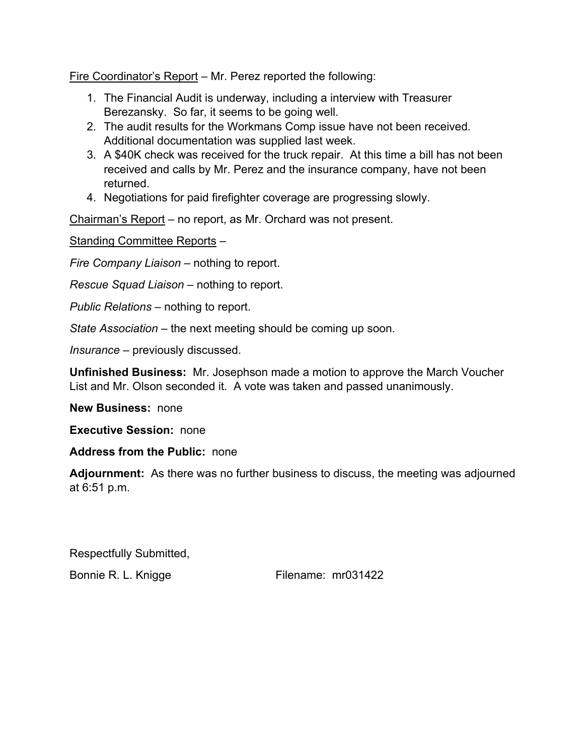<u>Fire Coordinator's Report</u> – Mr. Perez reported the following:

1. The Financial Audit is underway, including a interview with Treasurer Berezansky. So far, it seems to be going well.
2. The audit results for the Workmans Comp issue have not been received. Additional documentation was supplied last week.
3. A $40K check was received for the truck repair. At this time a bill has not been received and calls by Mr. Perez and the insurance company, have not been returned.
4. Negotiations for paid firefighter coverage are progressing slowly.

<u>Chairman's Report</u> – no report, as Mr. Orchard was not present.

<u>Standing Committee Reports</u> –

*Fire Company Liaison* – nothing to report.

*Rescue Squad Liaison* – nothing to report.

*Public Relations* – nothing to report.

*State Association* – the next meeting should be coming up soon.

*Insurance* – previously discussed.

**Unfinished Business:** Mr. Josephson made a motion to approve the March Voucher List and Mr. Olson seconded it. A vote was taken and passed unanimously.

**New Business:** none

**Executive Session:** none

**Address from the Public:** none

**Adjournment:** As there was no further business to discuss, the meeting was adjourned at 6:51 p.m.

Respectfully Submitted,

Bonnie R. L. Knigge    Filename: mr031422